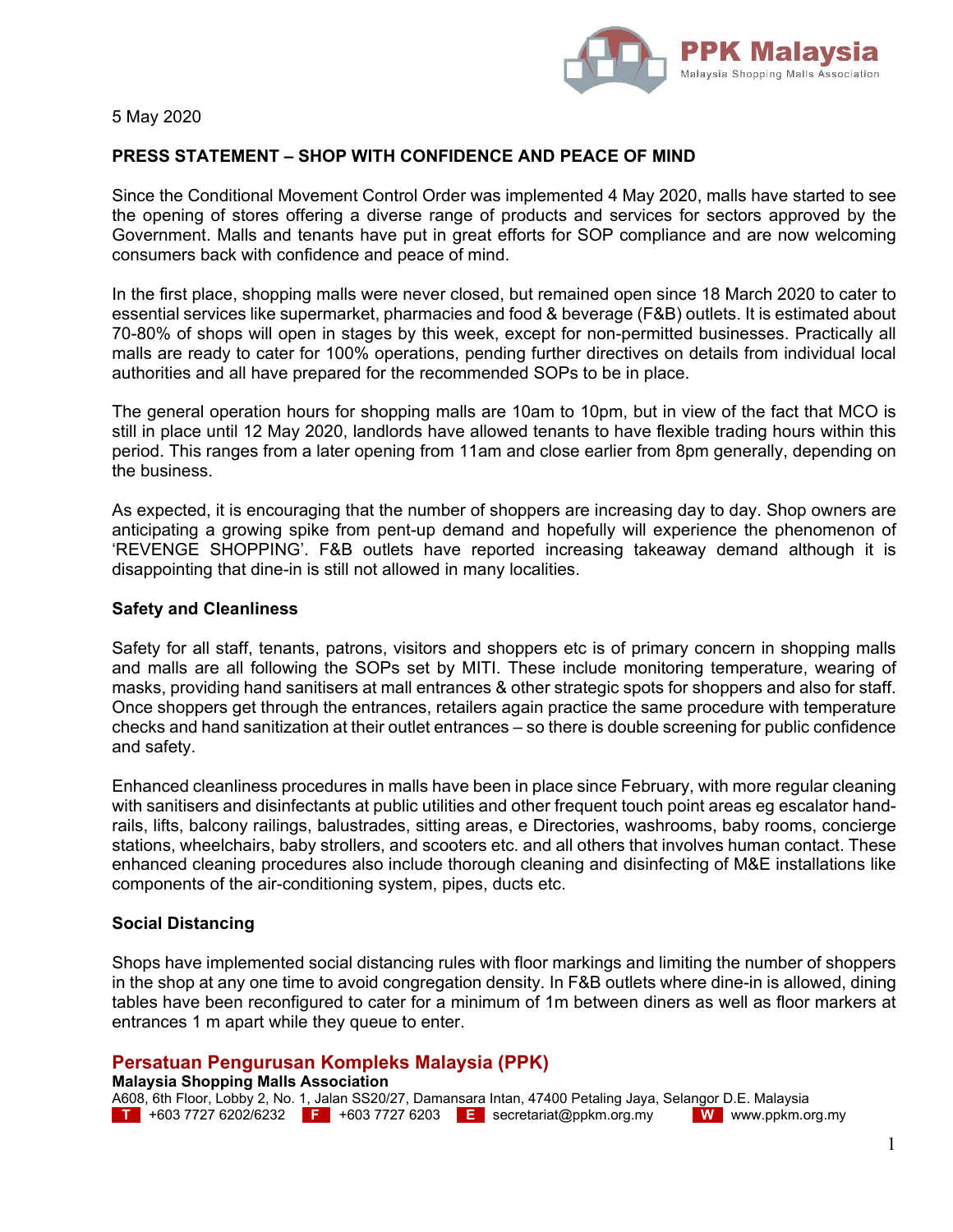PPK Malaysia
Malaysia Shopping Malls Association

5 May 2020

**PRESS STATEMENT – SHOP WITH CONFIDENCE AND PEACE OF MIND**

Since the Conditional Movement Control Order was implemented 4 May 2020, malls have started to see the opening of stores offering a diverse range of products and services for sectors approved by the Government. Malls and tenants have put in great efforts for SOP compliance and are now welcoming consumers back with confidence and peace of mind.

In the first place, shopping malls were never closed, but remained open since 18 March 2020 to cater to essential services like supermarket, pharmacies and food & beverage (F&B) outlets. It is estimated about 70-80% of shops will open in stages by this week, except for non-permitted businesses. Practically all malls are ready to cater for 100% operations, pending further directives on details from individual local authorities and all have prepared for the recommended SOPs to be in place.

The general operation hours for shopping malls are 10am to 10pm, but in view of the fact that MCO is still in place until 12 May 2020, landlords have allowed tenants to have flexible trading hours within this period. This ranges from a later opening from 11am and close earlier from 8pm generally, depending on the business.

As expected, it is encouraging that the number of shoppers are increasing day to day. Shop owners are anticipating a growing spike from pent-up demand and hopefully will experience the phenomenon of 'REVENGE SHOPPING'. F&B outlets have reported increasing takeaway demand although it is disappointing that dine-in is still not allowed in many localities.

**Safety and Cleanliness**

Safety for all staff, tenants, patrons, visitors and shoppers etc is of primary concern in shopping malls and malls are all following the SOPs set by MITI. These include monitoring temperature, wearing of masks, providing hand sanitisers at mall entrances & other strategic spots for shoppers and also for staff. Once shoppers get through the entrances, retailers again practice the same procedure with temperature checks and hand sanitization at their outlet entrances – so there is double screening for public confidence and safety.

Enhanced cleanliness procedures in malls have been in place since February, with more regular cleaning with sanitisers and disinfectants at public utilities and other frequent touch point areas eg escalator hand-rails, lifts, balcony railings, balustrades, sitting areas, e Directories, washrooms, baby rooms, concierge stations, wheelchairs, baby strollers, and scooters etc. and all others that involves human contact. These enhanced cleaning procedures also include thorough cleaning and disinfecting of M&E installations like components of the air-conditioning system, pipes, ducts etc.

**Social Distancing**

Shops have implemented social distancing rules with floor markings and limiting the number of shoppers in the shop at any one time to avoid congregation density. In F&B outlets where dine-in is allowed, dining tables have been reconfigured to cater for a minimum of 1m between diners as well as floor markers at entrances 1 m apart while they queue to enter.

**Persatuan Pengurusan Kompleks Malaysia (PPK)**
**Malaysia Shopping Malls Association**
A608, 6th Floor, Lobby 2, No. 1, Jalan SS20/27, Damansara Intan, 47400 Petaling Jaya, Selangor D.E. Malaysia
T +603 7727 6202/6232 F +603 7727 6203 E secretariat@ppkm.org.my W www.ppkm.org.my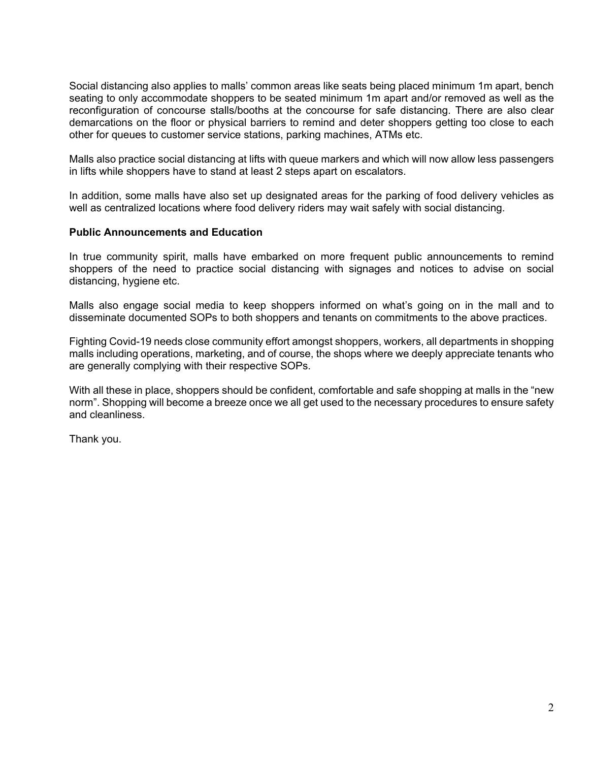Social distancing also applies to malls' common areas like seats being placed minimum 1m apart, bench seating to only accommodate shoppers to be seated minimum 1m apart and/or removed as well as the reconfiguration of concourse stalls/booths at the concourse for safe distancing. There are also clear demarcations on the floor or physical barriers to remind and deter shoppers getting too close to each other for queues to customer service stations, parking machines, ATMs etc.

Malls also practice social distancing at lifts with queue markers and which will now allow less passengers in lifts while shoppers have to stand at least 2 steps apart on escalators.

In addition, some malls have also set up designated areas for the parking of food delivery vehicles as well as centralized locations where food delivery riders may wait safely with social distancing.

**Public Announcements and Education**

In true community spirit, malls have embarked on more frequent public announcements to remind shoppers of the need to practice social distancing with signages and notices to advise on social distancing, hygiene etc.

Malls also engage social media to keep shoppers informed on what's going on in the mall and to disseminate documented SOPs to both shoppers and tenants on commitments to the above practices.

Fighting Covid-19 needs close community effort amongst shoppers, workers, all departments in shopping malls including operations, marketing, and of course, the shops where we deeply appreciate tenants who are generally complying with their respective SOPs.

With all these in place, shoppers should be confident, comfortable and safe shopping at malls in the "new norm". Shopping will become a breeze once we all get used to the necessary procedures to ensure safety and cleanliness.

Thank you.